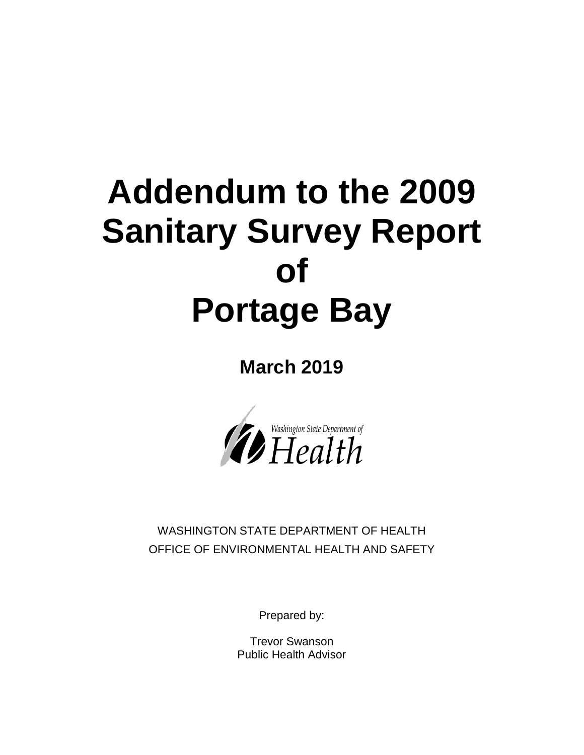# Addendum to the 2009 Sanitary Survey Report of Portage Bay

**March 2019**

Washington State Department of Health

WASHINGTON STATE DEPARTMENT OF HEALTH
OFFICE OF ENVIRONMENTAL HEALTH AND SAFETY

Prepared by:

Trevor Swanson
Public Health Advisor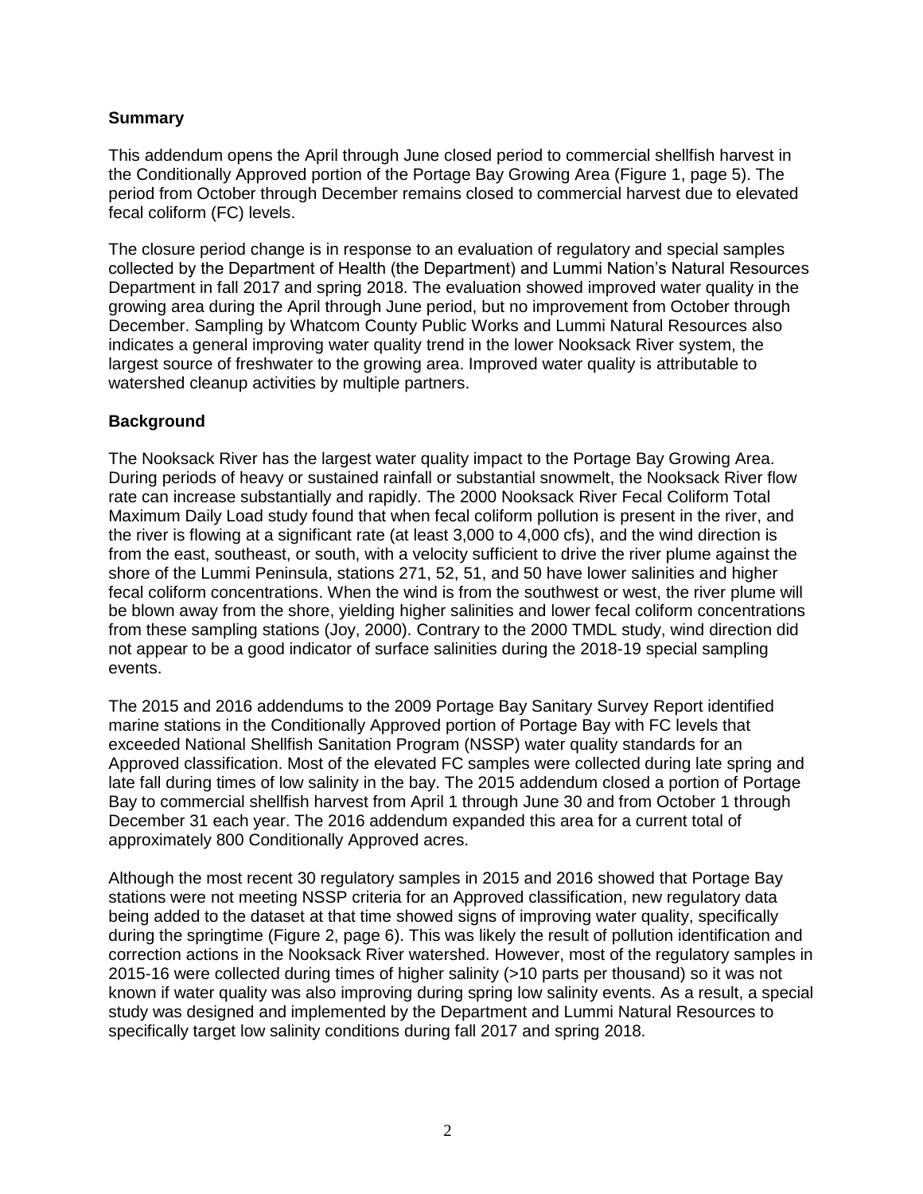## Summary

This addendum opens the April through June closed period to commercial shellfish harvest in the Conditionally Approved portion of the Portage Bay Growing Area (Figure 1, page 5). The period from October through December remains closed to commercial harvest due to elevated fecal coliform (FC) levels.

The closure period change is in response to an evaluation of regulatory and special samples collected by the Department of Health (the Department) and Lummi Nation's Natural Resources Department in fall 2017 and spring 2018. The evaluation showed improved water quality in the growing area during the April through June period, but no improvement from October through December. Sampling by Whatcom County Public Works and Lummi Natural Resources also indicates a general improving water quality trend in the lower Nooksack River system, the largest source of freshwater to the growing area. Improved water quality is attributable to watershed cleanup activities by multiple partners.

## Background

The Nooksack River has the largest water quality impact to the Portage Bay Growing Area. During periods of heavy or sustained rainfall or substantial snowmelt, the Nooksack River flow rate can increase substantially and rapidly. The 2000 Nooksack River Fecal Coliform Total Maximum Daily Load study found that when fecal coliform pollution is present in the river, and the river is flowing at a significant rate (at least 3,000 to 4,000 cfs), and the wind direction is from the east, southeast, or south, with a velocity sufficient to drive the river plume against the shore of the Lummi Peninsula, stations 271, 52, 51, and 50 have lower salinities and higher fecal coliform concentrations. When the wind is from the southwest or west, the river plume will be blown away from the shore, yielding higher salinities and lower fecal coliform concentrations from these sampling stations (Joy, 2000). Contrary to the 2000 TMDL study, wind direction did not appear to be a good indicator of surface salinities during the 2018-19 special sampling events.

The 2015 and 2016 addendums to the 2009 Portage Bay Sanitary Survey Report identified marine stations in the Conditionally Approved portion of Portage Bay with FC levels that exceeded National Shellfish Sanitation Program (NSSP) water quality standards for an Approved classification. Most of the elevated FC samples were collected during late spring and late fall during times of low salinity in the bay. The 2015 addendum closed a portion of Portage Bay to commercial shellfish harvest from April 1 through June 30 and from October 1 through December 31 each year. The 2016 addendum expanded this area for a current total of approximately 800 Conditionally Approved acres.

Although the most recent 30 regulatory samples in 2015 and 2016 showed that Portage Bay stations were not meeting NSSP criteria for an Approved classification, new regulatory data being added to the dataset at that time showed signs of improving water quality, specifically during the springtime (Figure 2, page 6). This was likely the result of pollution identification and correction actions in the Nooksack River watershed. However, most of the regulatory samples in 2015-16 were collected during times of higher salinity (>10 parts per thousand) so it was not known if water quality was also improving during spring low salinity events. As a result, a special study was designed and implemented by the Department and Lummi Natural Resources to specifically target low salinity conditions during fall 2017 and spring 2018.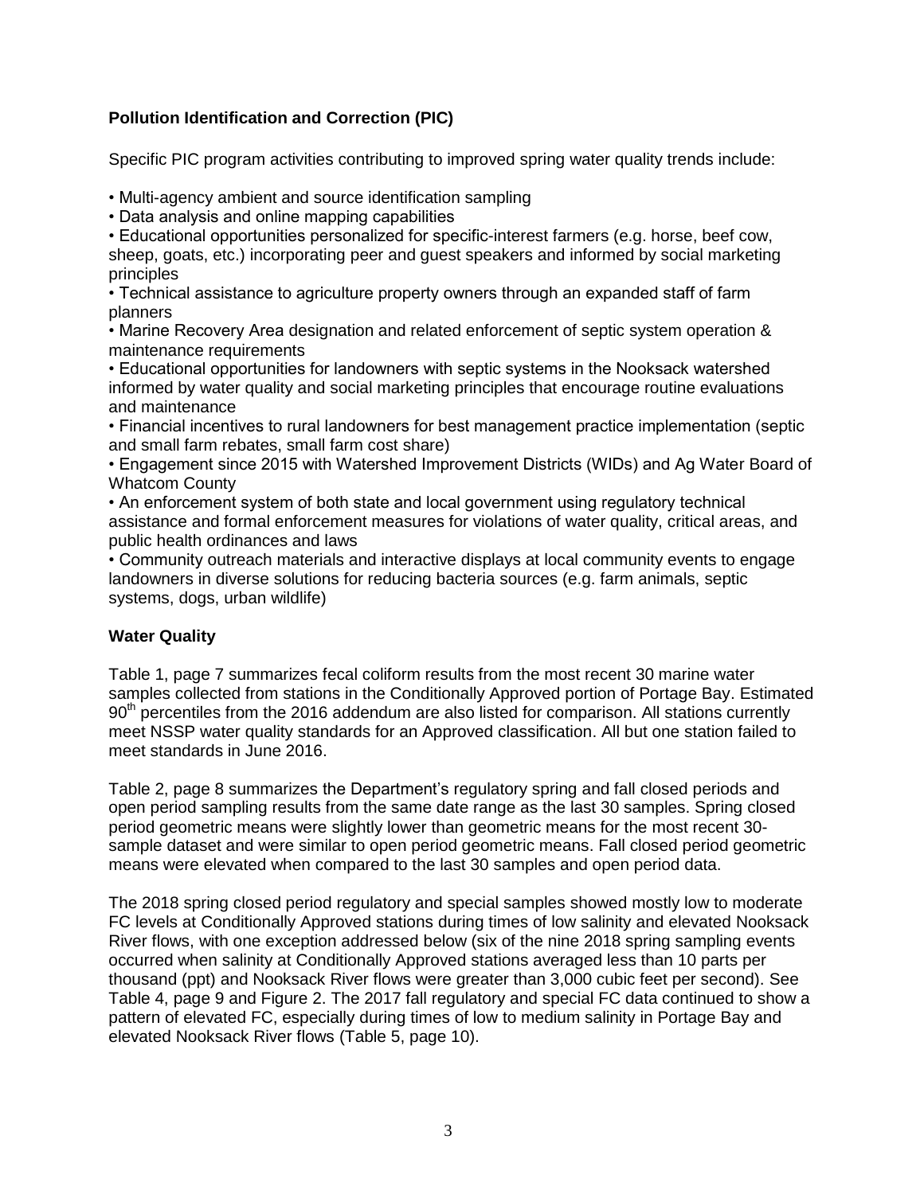## Pollution Identification and Correction (PIC)

Specific PIC program activities contributing to improved spring water quality trends include:

- Multi-agency ambient and source identification sampling
- Data analysis and online mapping capabilities
- Educational opportunities personalized for specific-interest farmers (e.g. horse, beef cow, sheep, goats, etc.) incorporating peer and guest speakers and informed by social marketing principles
- Technical assistance to agriculture property owners through an expanded staff of farm planners
- Marine Recovery Area designation and related enforcement of septic system operation & maintenance requirements
- Educational opportunities for landowners with septic systems in the Nooksack watershed informed by water quality and social marketing principles that encourage routine evaluations and maintenance
- Financial incentives to rural landowners for best management practice implementation (septic and small farm rebates, small farm cost share)
- Engagement since 2015 with Watershed Improvement Districts (WIDs) and Ag Water Board of Whatcom County
- An enforcement system of both state and local government using regulatory technical assistance and formal enforcement measures for violations of water quality, critical areas, and public health ordinances and laws
- Community outreach materials and interactive displays at local community events to engage landowners in diverse solutions for reducing bacteria sources (e.g. farm animals, septic systems, dogs, urban wildlife)

## Water Quality

Table 1, page 7 summarizes fecal coliform results from the most recent 30 marine water samples collected from stations in the Conditionally Approved portion of Portage Bay. Estimated 90th percentiles from the 2016 addendum are also listed for comparison. All stations currently meet NSSP water quality standards for an Approved classification. All but one station failed to meet standards in June 2016.

Table 2, page 8 summarizes the Department's regulatory spring and fall closed periods and open period sampling results from the same date range as the last 30 samples. Spring closed period geometric means were slightly lower than geometric means for the most recent 30-sample dataset and were similar to open period geometric means. Fall closed period geometric means were elevated when compared to the last 30 samples and open period data.

The 2018 spring closed period regulatory and special samples showed mostly low to moderate FC levels at Conditionally Approved stations during times of low salinity and elevated Nooksack River flows, with one exception addressed below (six of the nine 2018 spring sampling events occurred when salinity at Conditionally Approved stations averaged less than 10 parts per thousand (ppt) and Nooksack River flows were greater than 3,000 cubic feet per second). See Table 4, page 9 and Figure 2. The 2017 fall regulatory and special FC data continued to show a pattern of elevated FC, especially during times of low to medium salinity in Portage Bay and elevated Nooksack River flows (Table 5, page 10).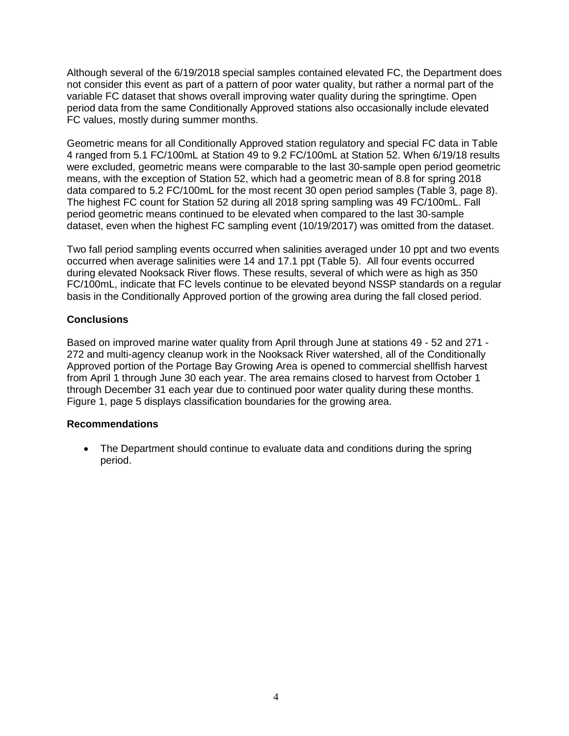Although several of the 6/19/2018 special samples contained elevated FC, the Department does not consider this event as part of a pattern of poor water quality, but rather a normal part of the variable FC dataset that shows overall improving water quality during the springtime. Open period data from the same Conditionally Approved stations also occasionally include elevated FC values, mostly during summer months.

Geometric means for all Conditionally Approved station regulatory and special FC data in Table 4 ranged from 5.1 FC/100mL at Station 49 to 9.2 FC/100mL at Station 52. When 6/19/18 results were excluded, geometric means were comparable to the last 30-sample open period geometric means, with the exception of Station 52, which had a geometric mean of 8.8 for spring 2018 data compared to 5.2 FC/100mL for the most recent 30 open period samples (Table 3, page 8). The highest FC count for Station 52 during all 2018 spring sampling was 49 FC/100mL. Fall period geometric means continued to be elevated when compared to the last 30-sample dataset, even when the highest FC sampling event (10/19/2017) was omitted from the dataset.

Two fall period sampling events occurred when salinities averaged under 10 ppt and two events occurred when average salinities were 14 and 17.1 ppt (Table 5). All four events occurred during elevated Nooksack River flows. These results, several of which were as high as 350 FC/100mL, indicate that FC levels continue to be elevated beyond NSSP standards on a regular basis in the Conditionally Approved portion of the growing area during the fall closed period.

## Conclusions

Based on improved marine water quality from April through June at stations 49 - 52 and 271 - 272 and multi-agency cleanup work in the Nooksack River watershed, all of the Conditionally Approved portion of the Portage Bay Growing Area is opened to commercial shellfish harvest from April 1 through June 30 each year. The area remains closed to harvest from October 1 through December 31 each year due to continued poor water quality during these months. Figure 1, page 5 displays classification boundaries for the growing area.

## Recommendations

- The Department should continue to evaluate data and conditions during the spring period.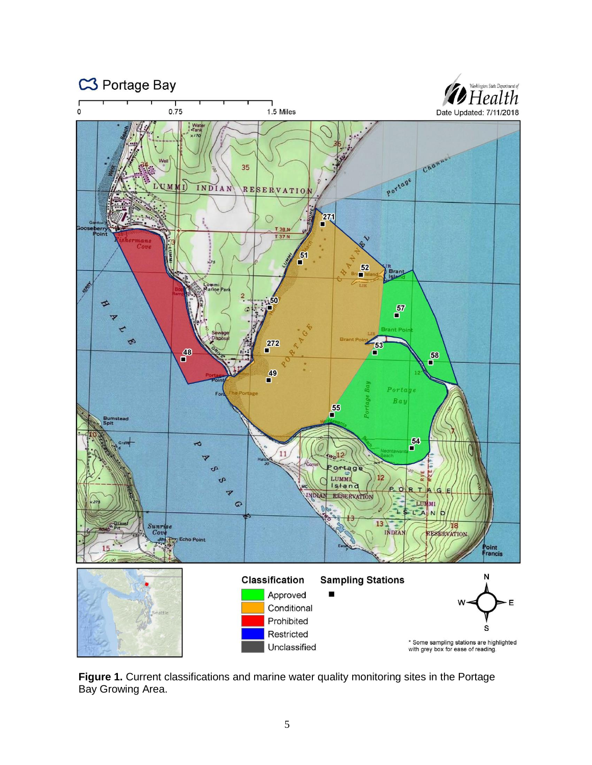**Figure 1.** Current classifications and marine water quality monitoring sites in the Portage Bay Growing Area.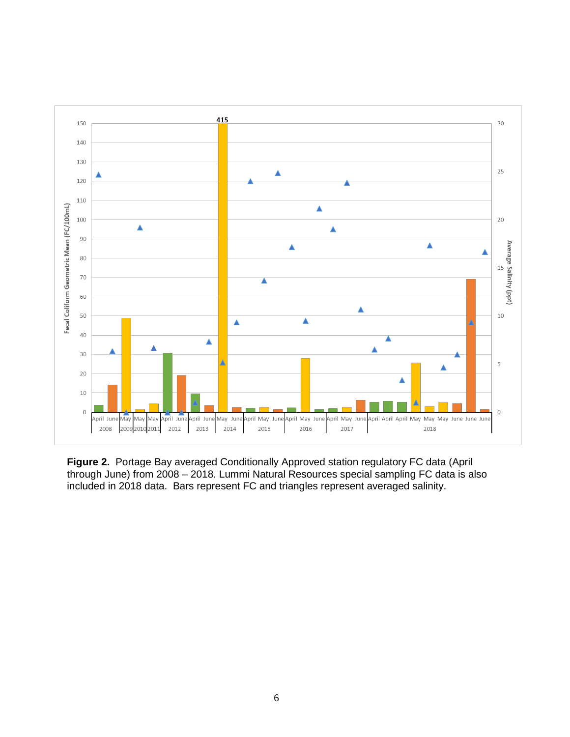**Figure 2.** Portage Bay averaged Conditionally Approved station regulatory FC data (April through June) from 2008 – 2018. Lummi Natural Resources special sampling FC data is also included in 2018 data. Bars represent FC and triangles represent averaged salinity.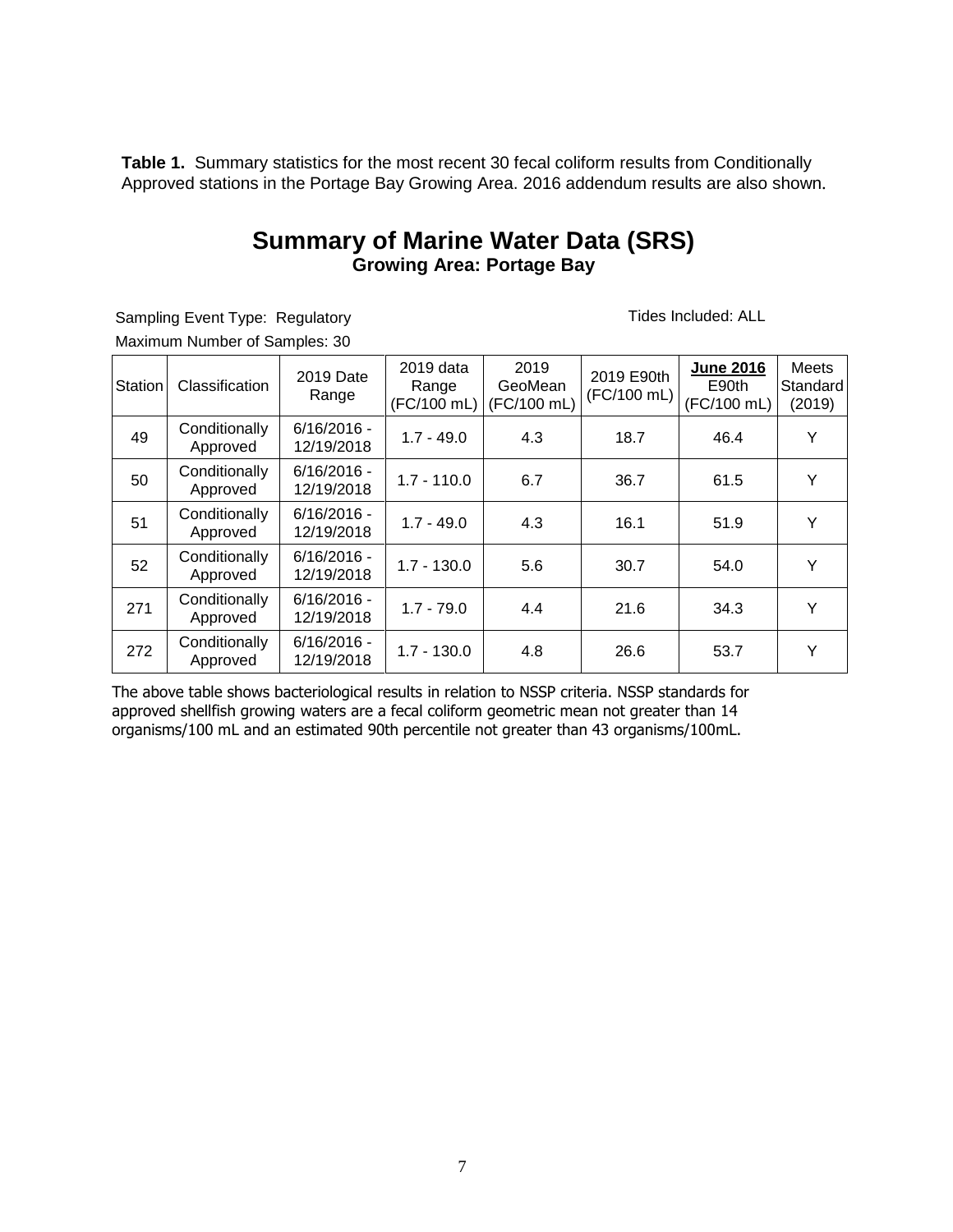**Table 1.** Summary statistics for the most recent 30 fecal coliform results from Conditionally Approved stations in the Portage Bay Growing Area. 2016 addendum results are also shown.

## Summary of Marine Water Data (SRS)

### Growing Area: Portage Bay

Sampling Event Type: Regulatory

Tides Included: ALL

Maximum Number of Samples: 30

| Station | Classification | 2019 Date Range | 2019 data Range (FC/100 mL) | 2019 GeoMean (FC/100 mL) | 2019 E90th (FC/100 mL) | **June 2016** E90th (FC/100 mL) | Meets Standard (2019) |
|---|---|---|---|---|---|---|---|
| 49 | Conditionally Approved | 6/16/2016 - 12/19/2018 | 1.7 - 49.0 | 4.3 | 18.7 | 46.4 | Y |
| 50 | Conditionally Approved | 6/16/2016 - 12/19/2018 | 1.7 - 110.0 | 6.7 | 36.7 | 61.5 | Y |
| 51 | Conditionally Approved | 6/16/2016 - 12/19/2018 | 1.7 - 49.0 | 4.3 | 16.1 | 51.9 | Y |
| 52 | Conditionally Approved | 6/16/2016 - 12/19/2018 | 1.7 - 130.0 | 5.6 | 30.7 | 54.0 | Y |
| 271 | Conditionally Approved | 6/16/2016 - 12/19/2018 | 1.7 - 79.0 | 4.4 | 21.6 | 34.3 | Y |
| 272 | Conditionally Approved | 6/16/2016 - 12/19/2018 | 1.7 - 130.0 | 4.8 | 26.6 | 53.7 | Y |

The above table shows bacteriological results in relation to NSSP criteria. NSSP standards for approved shellfish growing waters are a fecal coliform geometric mean not greater than 14 organisms/100 mL and an estimated 90th percentile not greater than 43 organisms/100mL.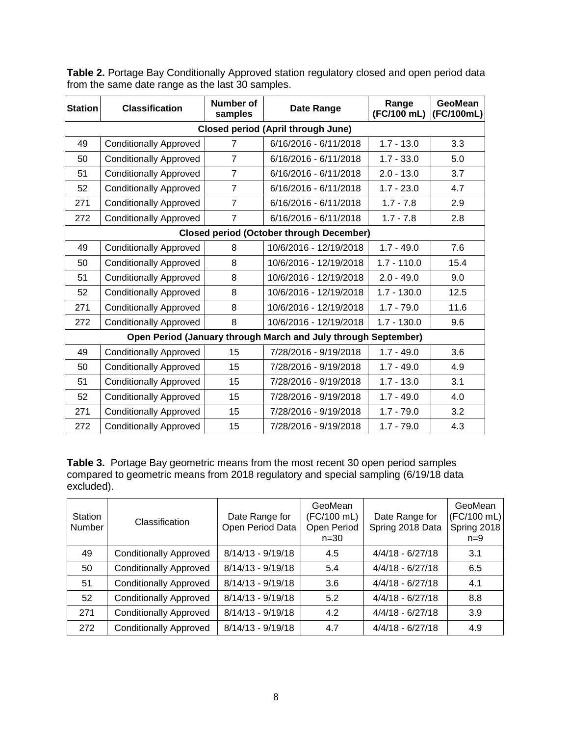**Table 2.** Portage Bay Conditionally Approved station regulatory closed and open period data from the same date range as the last 30 samples.

| Station | Classification | Number of samples | Date Range | Range (FC/100 mL) | GeoMean (FC/100mL) |
|---|---|---|---|---|---|
| **Closed period (April through June)** | | | | | |
| 49 | Conditionally Approved | 7 | 6/16/2016 - 6/11/2018 | 1.7 - 13.0 | 3.3 |
| 50 | Conditionally Approved | 7 | 6/16/2016 - 6/11/2018 | 1.7 - 33.0 | 5.0 |
| 51 | Conditionally Approved | 7 | 6/16/2016 - 6/11/2018 | 2.0 - 13.0 | 3.7 |
| 52 | Conditionally Approved | 7 | 6/16/2016 - 6/11/2018 | 1.7 - 23.0 | 4.7 |
| 271 | Conditionally Approved | 7 | 6/16/2016 - 6/11/2018 | 1.7 - 7.8 | 2.9 |
| 272 | Conditionally Approved | 7 | 6/16/2016 - 6/11/2018 | 1.7 - 7.8 | 2.8 |
| **Closed period (October through December)** | | | | | |
| 49 | Conditionally Approved | 8 | 10/6/2016 - 12/19/2018 | 1.7 - 49.0 | 7.6 |
| 50 | Conditionally Approved | 8 | 10/6/2016 - 12/19/2018 | 1.7 - 110.0 | 15.4 |
| 51 | Conditionally Approved | 8 | 10/6/2016 - 12/19/2018 | 2.0 - 49.0 | 9.0 |
| 52 | Conditionally Approved | 8 | 10/6/2016 - 12/19/2018 | 1.7 - 130.0 | 12.5 |
| 271 | Conditionally Approved | 8 | 10/6/2016 - 12/19/2018 | 1.7 - 79.0 | 11.6 |
| 272 | Conditionally Approved | 8 | 10/6/2016 - 12/19/2018 | 1.7 - 130.0 | 9.6 |
| **Open Period (January through March and July through September)** | | | | | |
| 49 | Conditionally Approved | 15 | 7/28/2016 - 9/19/2018 | 1.7 - 49.0 | 3.6 |
| 50 | Conditionally Approved | 15 | 7/28/2016 - 9/19/2018 | 1.7 - 49.0 | 4.9 |
| 51 | Conditionally Approved | 15 | 7/28/2016 - 9/19/2018 | 1.7 - 13.0 | 3.1 |
| 52 | Conditionally Approved | 15 | 7/28/2016 - 9/19/2018 | 1.7 - 49.0 | 4.0 |
| 271 | Conditionally Approved | 15 | 7/28/2016 - 9/19/2018 | 1.7 - 79.0 | 3.2 |
| 272 | Conditionally Approved | 15 | 7/28/2016 - 9/19/2018 | 1.7 - 79.0 | 4.3 |

**Table 3.** Portage Bay geometric means from the most recent 30 open period samples compared to geometric means from 2018 regulatory and special sampling (6/19/18 data excluded).

| Station Number | Classification | Date Range for Open Period Data | GeoMean (FC/100 mL) Open Period n=30 | Date Range for Spring 2018 Data | GeoMean (FC/100 mL) Spring 2018 n=9 |
|---|---|---|---|---|---|
| 49 | Conditionally Approved | 8/14/13 - 9/19/18 | 4.5 | 4/4/18 - 6/27/18 | 3.1 |
| 50 | Conditionally Approved | 8/14/13 - 9/19/18 | 5.4 | 4/4/18 - 6/27/18 | 6.5 |
| 51 | Conditionally Approved | 8/14/13 - 9/19/18 | 3.6 | 4/4/18 - 6/27/18 | 4.1 |
| 52 | Conditionally Approved | 8/14/13 - 9/19/18 | 5.2 | 4/4/18 - 6/27/18 | 8.8 |
| 271 | Conditionally Approved | 8/14/13 - 9/19/18 | 4.2 | 4/4/18 - 6/27/18 | 3.9 |
| 272 | Conditionally Approved | 8/14/13 - 9/19/18 | 4.7 | 4/4/18 - 6/27/18 | 4.9 |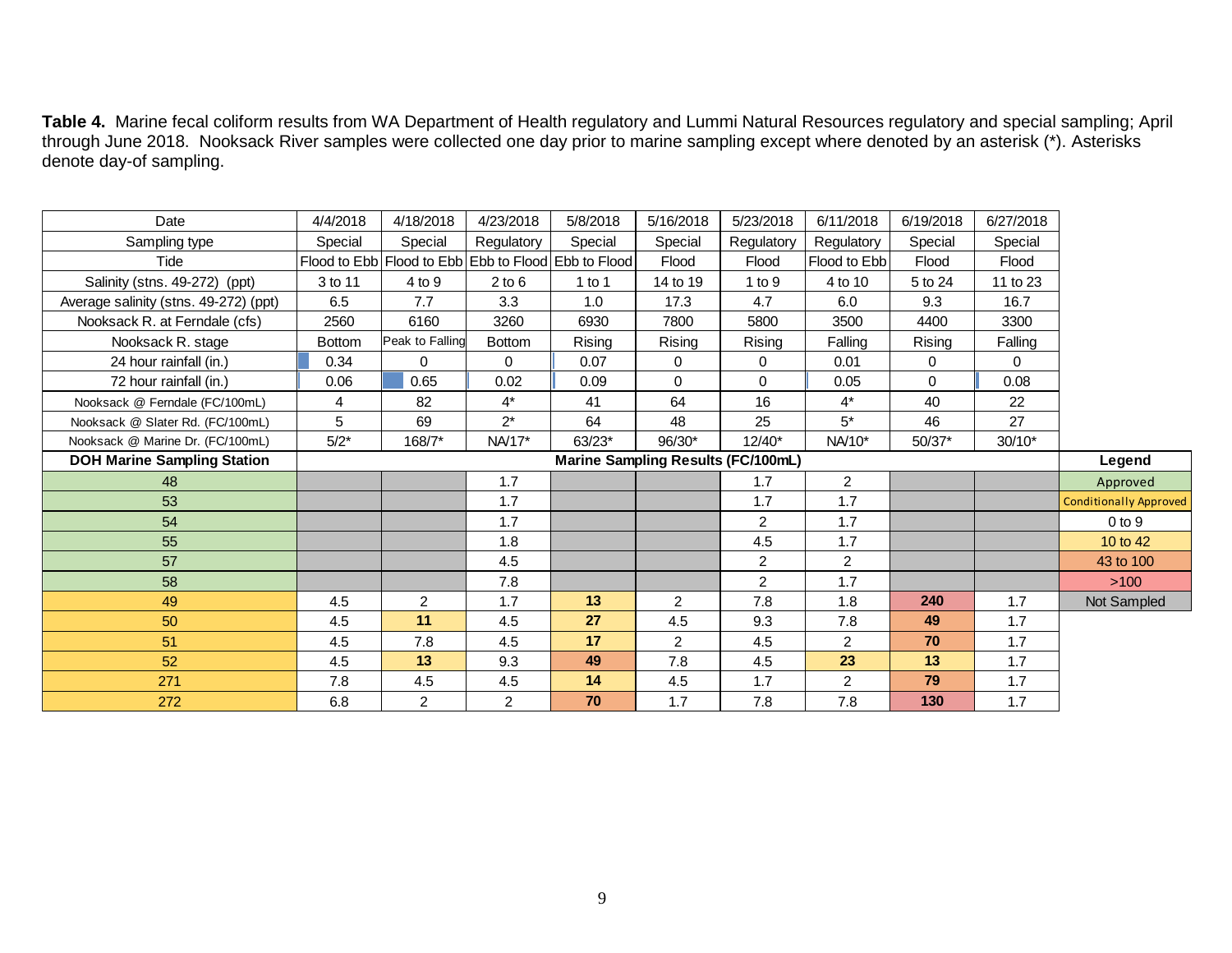**Table 4.** Marine fecal coliform results from WA Department of Health regulatory and Lummi Natural Resources regulatory and special sampling; April through June 2018. Nooksack River samples were collected one day prior to marine sampling except where denoted by an asterisk (*). Asterisks denote day-of sampling.

| Date | 4/4/2018 | 4/18/2018 | 4/23/2018 | 5/8/2018 | 5/16/2018 | 5/23/2018 | 6/11/2018 | 6/19/2018 | 6/27/2018 |
|---|---|---|---|---|---|---|---|---|---|
| Sampling type | Special | Special | Regulatory | Special | Special | Regulatory | Regulatory | Special | Special |
| Tide | Flood to Ebb | Flood to Ebb | Ebb to Flood | Ebb to Flood | Flood | Flood | Flood to Ebb | Flood | Flood |
| Salinity (stns. 49-272) (ppt) | 3 to 11 | 4 to 9 | 2 to 6 | 1 to 1 | 14 to 19 | 1 to 9 | 4 to 10 | 5 to 24 | 11 to 23 |
| Average salinity (stns. 49-272) (ppt) | 6.5 | 7.7 | 3.3 | 1.0 | 17.3 | 4.7 | 6.0 | 9.3 | 16.7 |
| Nooksack R. at Ferndale (cfs) | 2560 | 6160 | 3260 | 6930 | 7800 | 5800 | 3500 | 4400 | 3300 |
| Nooksack R. stage | Bottom | Peak to Falling | Bottom | Rising | Rising | Rising | Falling | Rising | Falling |
| 24 hour rainfall (in.) | 0.34 | 0 | 0 | 0.07 | 0 | 0 | 0.01 | 0 | 0 |
| 72 hour rainfall (in.) | 0.06 | 0.65 | 0.02 | 0.09 | 0 | 0 | 0.05 | 0 | 0.08 |
| Nooksack @ Ferndale (FC/100mL) | 4 | 82 | 4* | 41 | 64 | 16 | 4* | 40 | 22 |
| Nooksack @ Slater Rd. (FC/100mL) | 5 | 69 | 2* | 64 | 48 | 25 | 5* | 46 | 27 |
| Nooksack @ Marine Dr. (FC/100mL) | 5/2* | 168/7* | NA/17* | 63/23* | 96/30* | 12/40* | NA/10* | 50/37* | 30/10* |
| **DOH Marine Sampling Station** | **Marine Sampling Results (FC/100mL)** | | | | | | | | |
| 48 | | | 1.7 | | | 1.7 | 2 | | |
| 53 | | | 1.7 | | | 1.7 | 1.7 | | |
| 54 | | | 1.7 | | | 2 | 1.7 | | |
| 55 | | | 1.8 | | | 4.5 | 1.7 | | |
| 57 | | | 4.5 | | | 2 | 2 | | |
| 58 | | | 7.8 | | | 2 | 1.7 | | |
| 49 | 4.5 | 2 | 1.7 | **13** | 2 | 7.8 | 1.8 | **240** | 1.7 |
| 50 | 4.5 | **11** | 4.5 | **27** | 4.5 | 9.3 | 7.8 | **49** | 1.7 |
| 51 | 4.5 | 7.8 | 4.5 | **17** | 2 | 4.5 | 2 | **70** | 1.7 |
| 52 | 4.5 | **13** | 9.3 | **49** | 7.8 | 4.5 | **23** | **13** | 1.7 |
| 271 | 7.8 | 4.5 | 4.5 | **14** | 4.5 | 1.7 | 2 | **79** | 1.7 |
| 272 | 6.8 | 2 | 2 | **70** | 1.7 | 7.8 | 7.8 | **130** | 1.7 |

| Legend |
|---|
| Approved (stations 48, 53, 54, 55, 57, 58) |
| Conditionally Approved (stations 49, 50, 51, 52, 271, 272) |
| 0 to 9 |
| 10 to 42 |
| 43 to 100 |
| >100 |
| Not Sampled (blank cells) |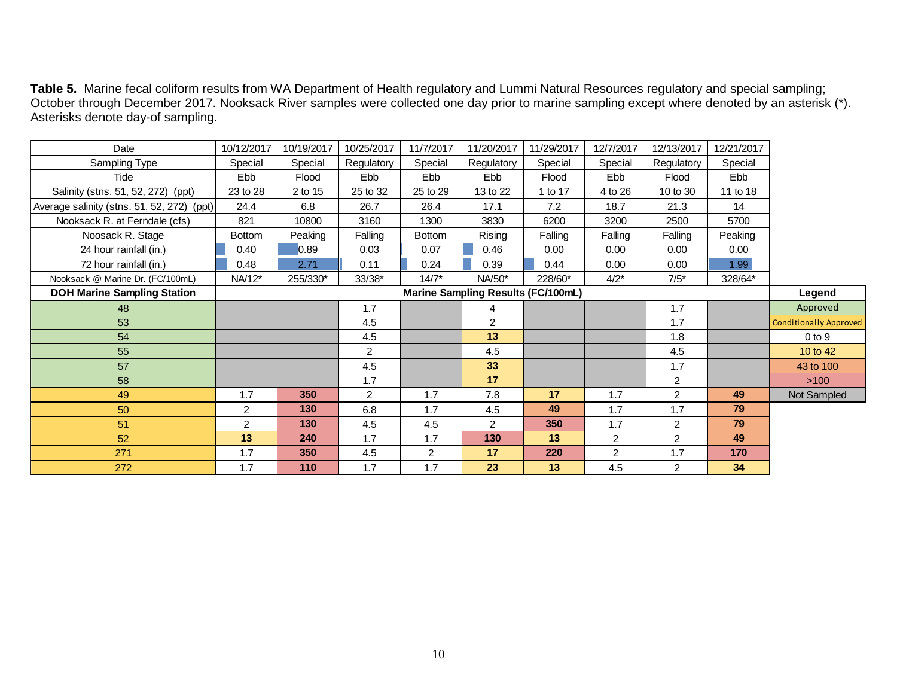**Table 5.** Marine fecal coliform results from WA Department of Health regulatory and Lummi Natural Resources regulatory and special sampling; October through December 2017. Nooksack River samples were collected one day prior to marine sampling except where denoted by an asterisk (*). Asterisks denote day-of sampling.

| Date | 10/12/2017 | 10/19/2017 | 10/25/2017 | 11/7/2017 | 11/20/2017 | 11/29/2017 | 12/7/2017 | 12/13/2017 | 12/21/2017 |
|---|---|---|---|---|---|---|---|---|---|
| Sampling Type | Special | Special | Regulatory | Special | Regulatory | Special | Special | Regulatory | Special |
| Tide | Ebb | Flood | Ebb | Ebb | Ebb | Flood | Ebb | Flood | Ebb |
| Salinity (stns. 51, 52, 272) (ppt) | 23 to 28 | 2 to 15 | 25 to 32 | 25 to 29 | 13 to 22 | 1 to 17 | 4 to 26 | 10 to 30 | 11 to 18 |
| Average salinity (stns. 51, 52, 272) (ppt) | 24.4 | 6.8 | 26.7 | 26.4 | 17.1 | 7.2 | 18.7 | 21.3 | 14 |
| Nooksack R. at Ferndale (cfs) | 821 | 10800 | 3160 | 1300 | 3830 | 6200 | 3200 | 2500 | 5700 |
| Noosack R. Stage | Bottom | Peaking | Falling | Bottom | Rising | Falling | Falling | Falling | Peaking |
| 24 hour rainfall (in.) | 0.40 | 0.89 | 0.03 | 0.07 | 0.46 | 0.00 | 0.00 | 0.00 | 0.00 |
| 72 hour rainfall (in.) | 0.48 | 2.71 | 0.11 | 0.24 | 0.39 | 0.44 | 0.00 | 0.00 | 1.99 |
| Nooksack @ Marine Dr. (FC/100mL) | NA/12* | 255/330* | 33/38* | 14/7* | NA/50* | 228/60* | 4/2* | 7/5* | 328/64* |
| **DOH Marine Sampling Station** | **Marine Sampling Results (FC/100mL)** | | | | | | | | |
| 48 | | | 1.7 | | 4 | | | 1.7 | |
| 53 | | | 4.5 | | 2 | | | 1.7 | |
| 54 | | | 4.5 | | **13** | | | 1.8 | |
| 55 | | | 2 | | 4.5 | | | 4.5 | |
| 57 | | | 4.5 | | **33** | | | 1.7 | |
| 58 | | | 1.7 | | **17** | | | 2 | |
| 49 | 1.7 | **350** | 2 | 1.7 | 7.8 | **17** | 1.7 | 2 | **49** |
| 50 | 2 | **130** | 6.8 | 1.7 | 4.5 | **49** | 1.7 | 1.7 | **79** |
| 51 | 2 | **130** | 4.5 | 4.5 | 2 | **350** | 1.7 | 2 | **79** |
| 52 | **13** | **240** | 1.7 | 1.7 | **130** | **13** | 2 | 2 | **49** |
| 271 | 1.7 | **350** | 4.5 | 2 | **17** | **220** | 2 | 1.7 | **170** |
| 272 | 1.7 | **110** | 1.7 | 1.7 | **23** | **13** | 4.5 | 2 | **34** |

| Legend |
|---|
| Approved |
| Conditionally Approved |
| 0 to 9 |
| 10 to 42 |
| 43 to 100 |
| >100 |
| Not Sampled |